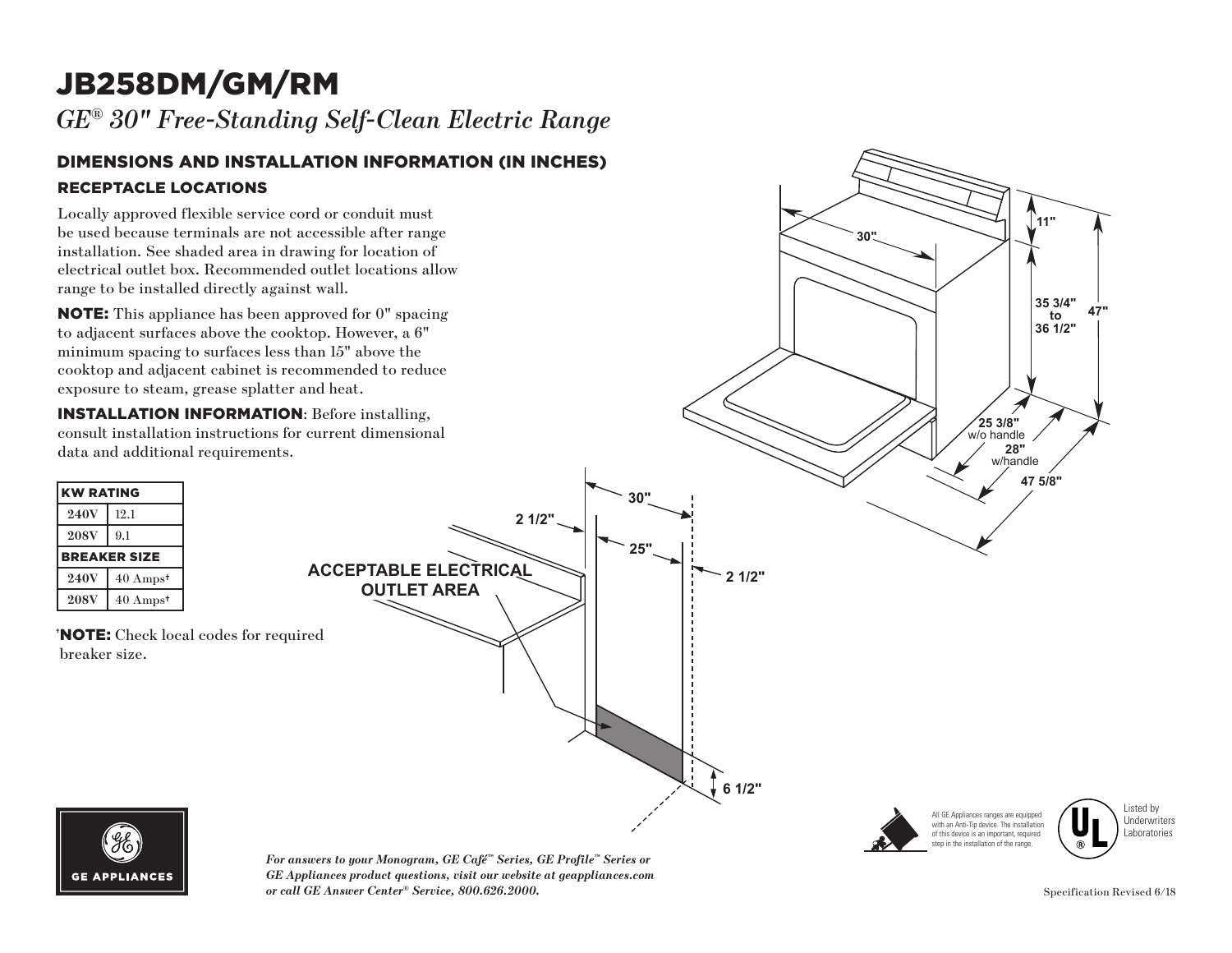# JB258DM/GM/RM

*GE® 30" Free-Standing Self-Clean Electric Range*

## DIMENSIONS AND INSTALLATION INFORMATION (IN INCHES)

### RECEPTACLE LOCATIONS

Locally approved flexible service cord or conduit must be used because terminals are not accessible after range installation. See shaded area in drawing for location of electrical outlet box. Recommended outlet locations allow range to be installed directly against wall.

**NOTE:** This appliance has been approved for 0" spacing to adjacent surfaces above the cooktop. However, a 6" minimum spacing to surfaces less than 15" above the cooktop and adjacent cabinet is recommended to reduce exposure to steam, grease splatter and heat.

**INSTALLATION INFORMATION**: Before installing, consult installation instructions for current dimensional data and additional requirements.

| KW RATING | |
|---|---|
| 240V | 12.1 |
| 208V | 9.1 |
| **BREAKER SIZE** | |
| 240V | 40 Amps† |
| 208V | 40 Amps† |

†**NOTE:** Check local codes for required breaker size.

ACCEPTABLE ELECTRICAL OUTLET AREA

30" 2 1/2" 25" 2 1/2" 6 1/2"

30" 11" 35 3/4" to 36 1/2" 47" 25 3/8" w/o handle 28" w/handle 47 5/8"

All GE Appliances ranges are equipped with an Anti-Tip device. The installation of this device is an important, required step in the installation of the range.

Listed by Underwriters Laboratories

*For answers to your Monogram, GE Café™ Series, GE Profile™ Series or GE Appliances product questions, visit our website at geappliances.com or call GE Answer Center® Service, 800.626.2000.*

Specification Revised 6/18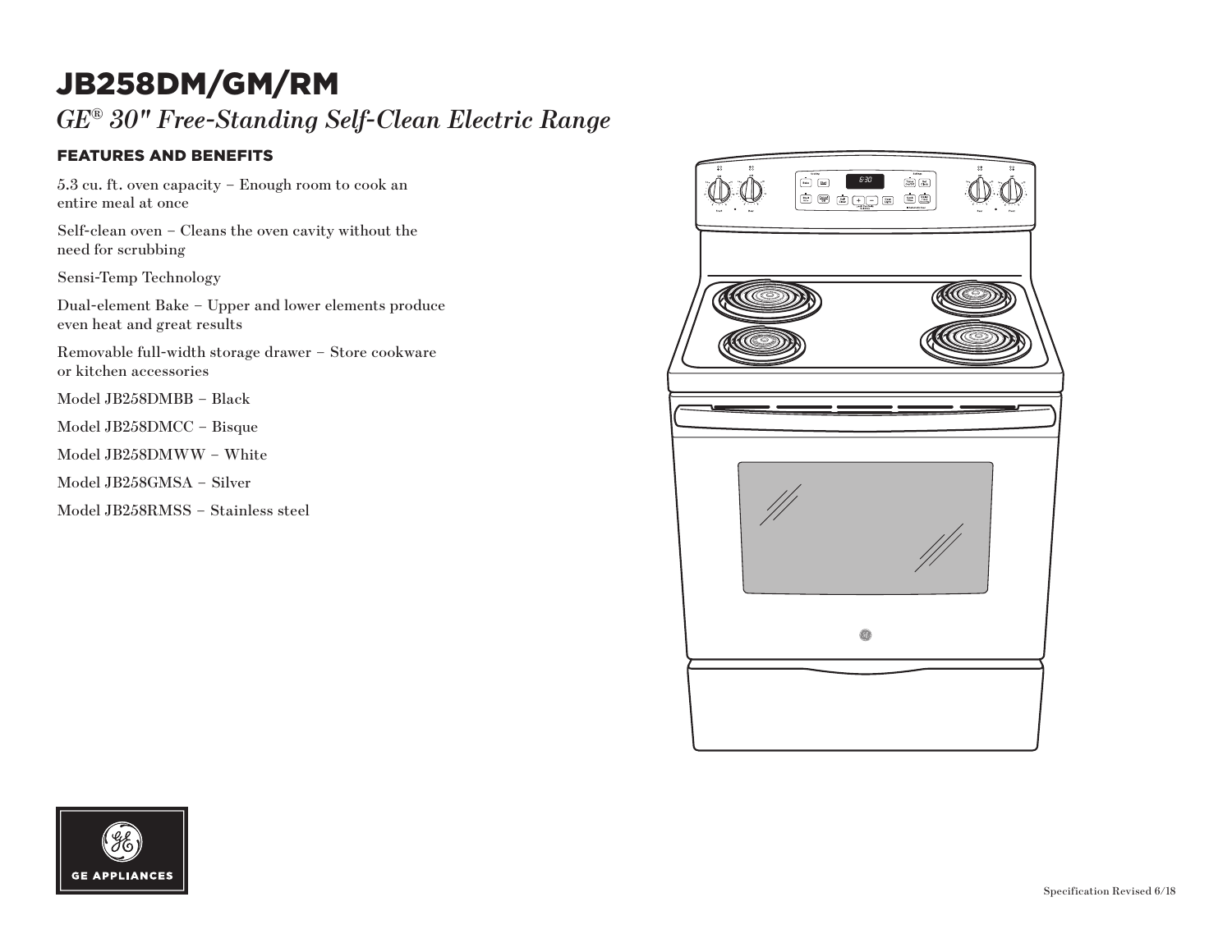# JB258DM/GM/RM

*GE® 30" Free-Standing Self-Clean Electric Range*

## FEATURES AND BENEFITS

5.3 cu. ft. oven capacity – Enough room to cook an entire meal at once

Self-clean oven – Cleans the oven cavity without the need for scrubbing

Sensi-Temp Technology

Dual-element Bake – Upper and lower elements produce even heat and great results

Removable full-width storage drawer – Store cookware or kitchen accessories

Model JB258DMBB – Black

Model JB258DMCC – Bisque

Model JB258DMWW – White

Model JB258GMSA – Silver

Model JB258RMSS – Stainless steel

GE APPLIANCES

Specification Revised 6/18